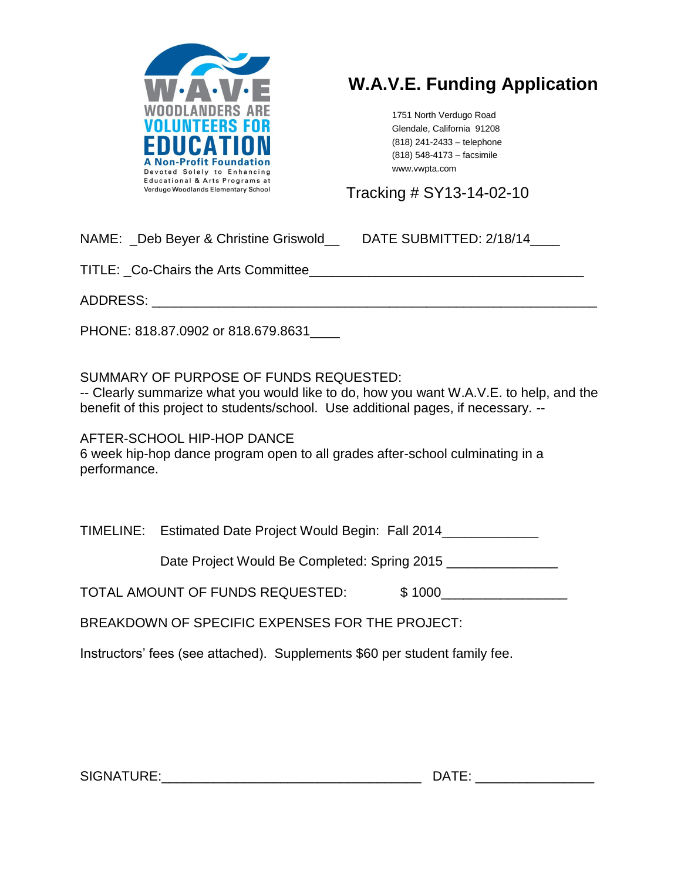W.A.V.E
WOODLANDERS ARE
VOLUNTEERS FOR
EDUCATION
A Non-Profit Foundation
Devoted Solely to Enhancing
Educational & Arts Programs at
Verdugo Woodlands Elementary School

# W.A.V.E. Funding Application

1751 North Verdugo Road
Glendale, California 91208
(818) 241-2433 – telephone
(818) 548-4173 – facsimile
www.vwpta.com

Tracking # SY13-14-02-10

NAME: _Deb Beyer & Christine Griswold__ DATE SUBMITTED: 2/18/14____

TITLE: _Co-Chairs the Arts Committee_____________________________________

ADDRESS: _____________________________________________________________

PHONE: 818.87.0902 or 818.679.8631____

SUMMARY OF PURPOSE OF FUNDS REQUESTED:
-- Clearly summarize what you would like to do, how you want W.A.V.E. to help, and the benefit of this project to students/school. Use additional pages, if necessary. --

AFTER-SCHOOL HIP-HOP DANCE
6 week hip-hop dance program open to all grades after-school culminating in a performance.

TIMELINE: Estimated Date Project Would Begin: Fall 2014_____________

Date Project Would Be Completed: Spring 2015 _______________

TOTAL AMOUNT OF FUNDS REQUESTED: $ 1000_________________

BREAKDOWN OF SPECIFIC EXPENSES FOR THE PROJECT:

Instructors' fees (see attached). Supplements $60 per student family fee.

SIGNATURE:___________________________________ DATE: ________________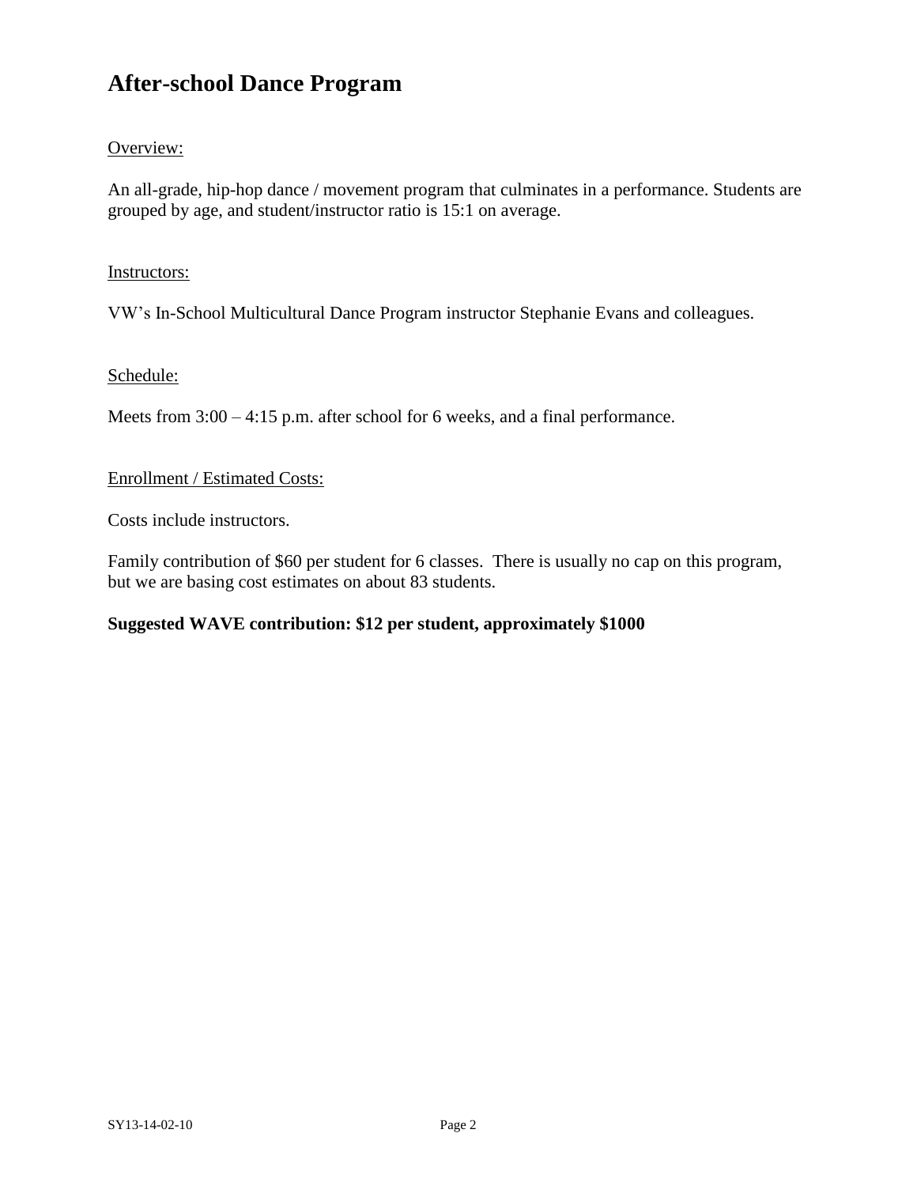# After-school Dance Program

Overview:

An all-grade, hip-hop dance / movement program that culminates in a performance. Students are grouped by age, and student/instructor ratio is 15:1 on average.

Instructors:

VW's In-School Multicultural Dance Program instructor Stephanie Evans and colleagues.

Schedule:

Meets from 3:00 – 4:15 p.m. after school for 6 weeks, and a final performance.

Enrollment / Estimated Costs:

Costs include instructors.

Family contribution of $60 per student for 6 classes. There is usually no cap on this program, but we are basing cost estimates on about 83 students.

**Suggested WAVE contribution: $12 per student, approximately $1000**